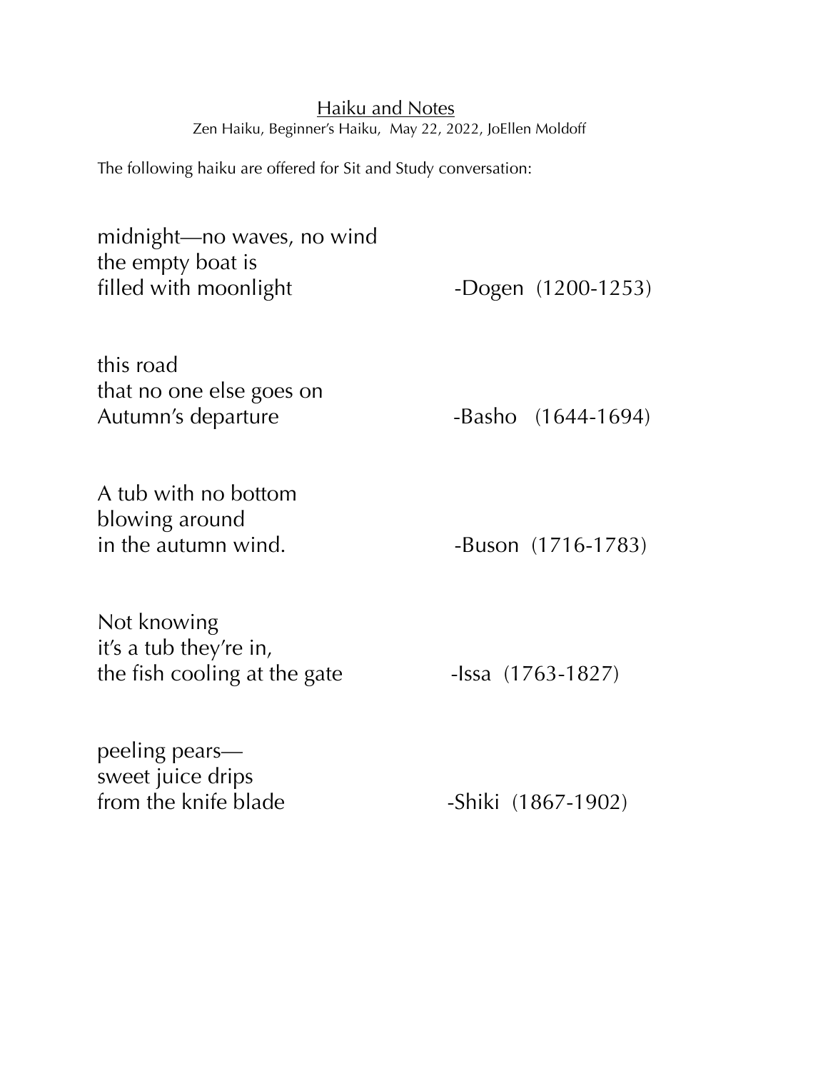# Haiku and Notes

Zen Haiku, Beginner's Haiku, May 22, 2022, JoEllen Moldoff

The following haiku are offered for Sit and Study conversation:

midnight—no waves, no wind  
the empty boat is  
filled with moonlight — -Dogen (1200-1253)

this road  
that no one else goes on  
Autumn's departure — -Basho (1644-1694)

A tub with no bottom  
blowing around  
in the autumn wind. — -Buson (1716-1783)

Not knowing  
it's a tub they're in,  
the fish cooling at the gate — -Issa (1763-1827)

peeling pears—  
sweet juice drips  
from the knife blade — -Shiki (1867-1902)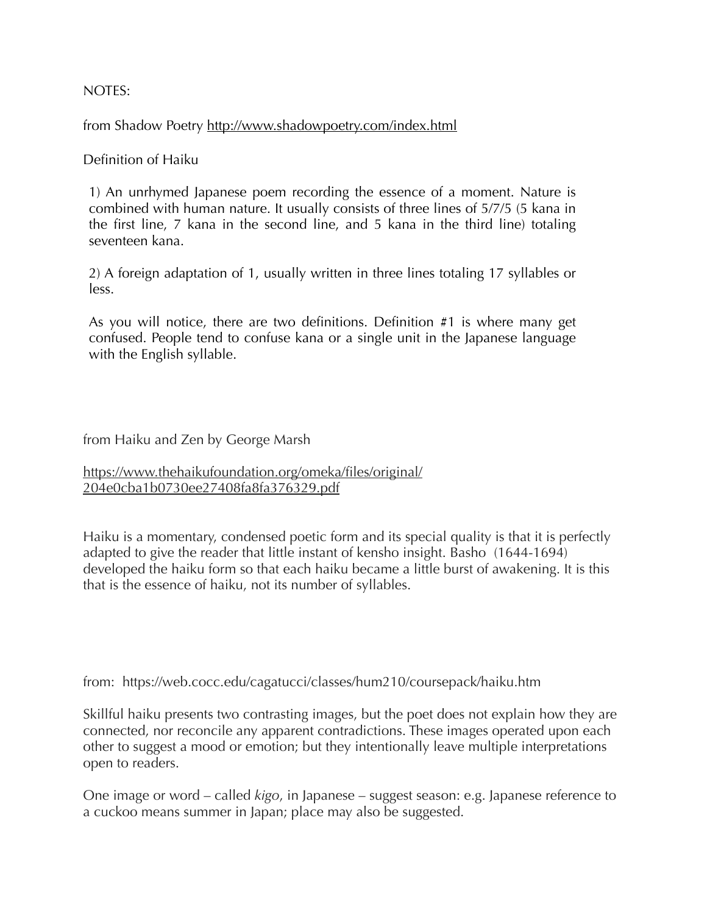NOTES:

from Shadow Poetry [http://www.shadowpoetry.com/index.html](http://www.shadowpoetry.com/index.html)

Definition of Haiku

1) An unrhymed Japanese poem recording the essence of a moment. Nature is combined with human nature. It usually consists of three lines of 5/7/5 (5 kana in the first line, 7 kana in the second line, and 5 kana in the third line) totaling seventeen kana.

2) A foreign adaptation of 1, usually written in three lines totaling 17 syllables or less.

As you will notice, there are two definitions. Definition #1 is where many get confused. People tend to confuse kana or a single unit in the Japanese language with the English syllable.

from Haiku and Zen by George Marsh

[https://www.thehaikufoundation.org/omeka/files/original/204e0cba1b0730ee27408fa8fa376329.pdf](https://www.thehaikufoundation.org/omeka/files/original/204e0cba1b0730ee27408fa8fa376329.pdf)

Haiku is a momentary, condensed poetic form and its special quality is that it is perfectly adapted to give the reader that little instant of kensho insight. Basho (1644-1694) developed the haiku form so that each haiku became a little burst of awakening. It is this that is the essence of haiku, not its number of syllables.

from: https://web.cocc.edu/cagatucci/classes/hum210/coursepack/haiku.htm

Skillful haiku presents two contrasting images, but the poet does not explain how they are connected, nor reconcile any apparent contradictions. These images operated upon each other to suggest a mood or emotion; but they intentionally leave multiple interpretations open to readers.

One image or word – called *kigo*, in Japanese – suggest season: e.g. Japanese reference to a cuckoo means summer in Japan; place may also be suggested.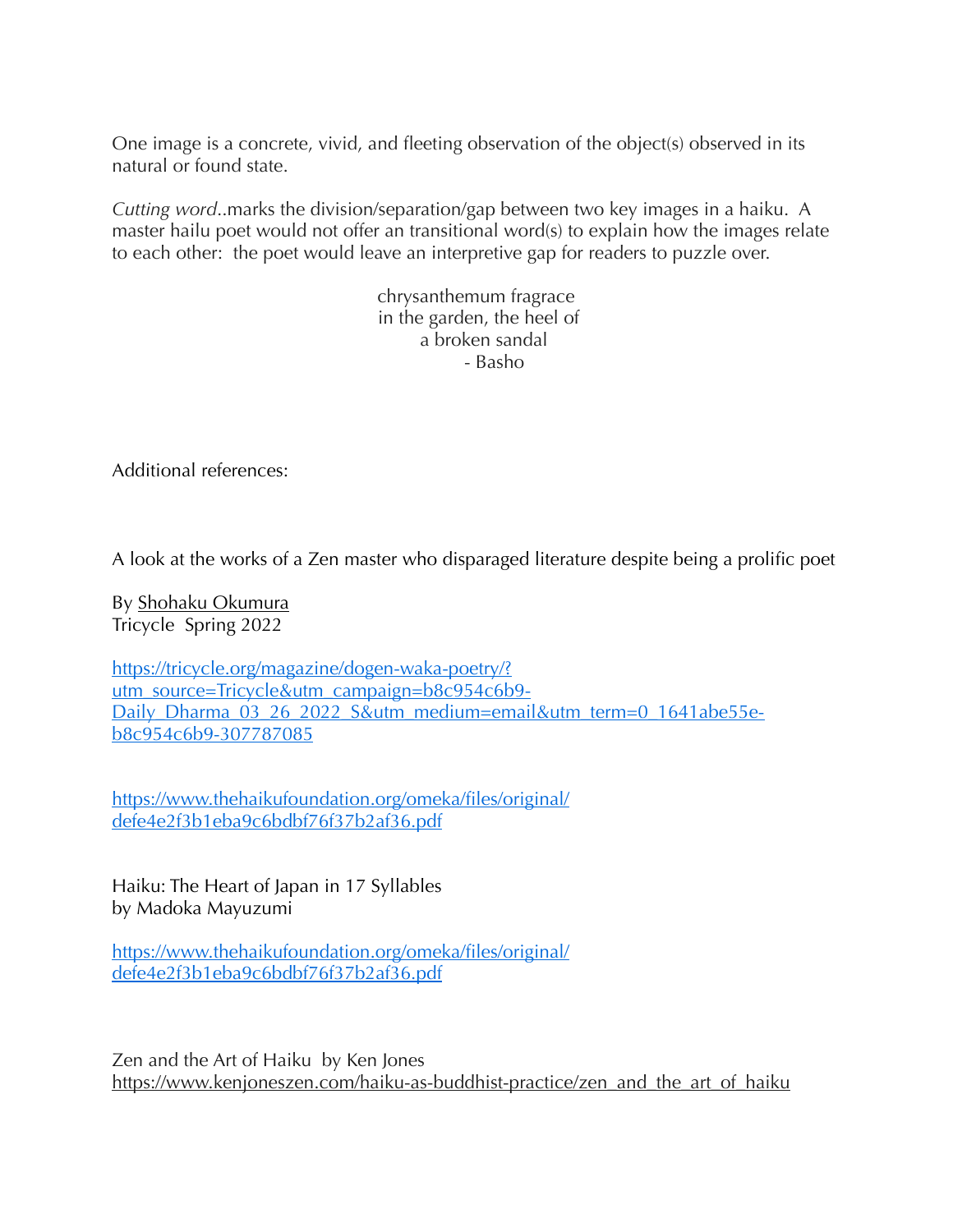One image is a concrete, vivid, and fleeting observation of the object(s) observed in its natural or found state.

*Cutting word*..marks the division/separation/gap between two key images in a haiku. A master hailu poet would not offer an transitional word(s) to explain how the images relate to each other: the poet would leave an interpretive gap for readers to puzzle over.

<div align="center">

chrysanthemum fragrace<br>
in the garden, the heel of<br>
a broken sandal<br>
- Basho

</div>

Additional references:

A look at the works of a Zen master who disparaged literature despite being a prolific poet

By Shohaku Okumura
Tricycle Spring 2022

https://tricycle.org/magazine/dogen-waka-poetry/?utm_source=Tricycle&utm_campaign=b8c954c6b9-Daily_Dharma_03_26_2022_S&utm_medium=email&utm_term=0_1641abe55e-b8c954c6b9-307787085

https://www.thehaikufoundation.org/omeka/files/original/defe4e2f3b1eba9c6bdbf76f37b2af36.pdf

Haiku: The Heart of Japan in 17 Syllables
by Madoka Mayuzumi

https://www.thehaikufoundation.org/omeka/files/original/defe4e2f3b1eba9c6bdbf76f37b2af36.pdf

Zen and the Art of Haiku by Ken Jones
https://www.kenjoneszen.com/haiku-as-buddhist-practice/zen_and_the_art_of_haiku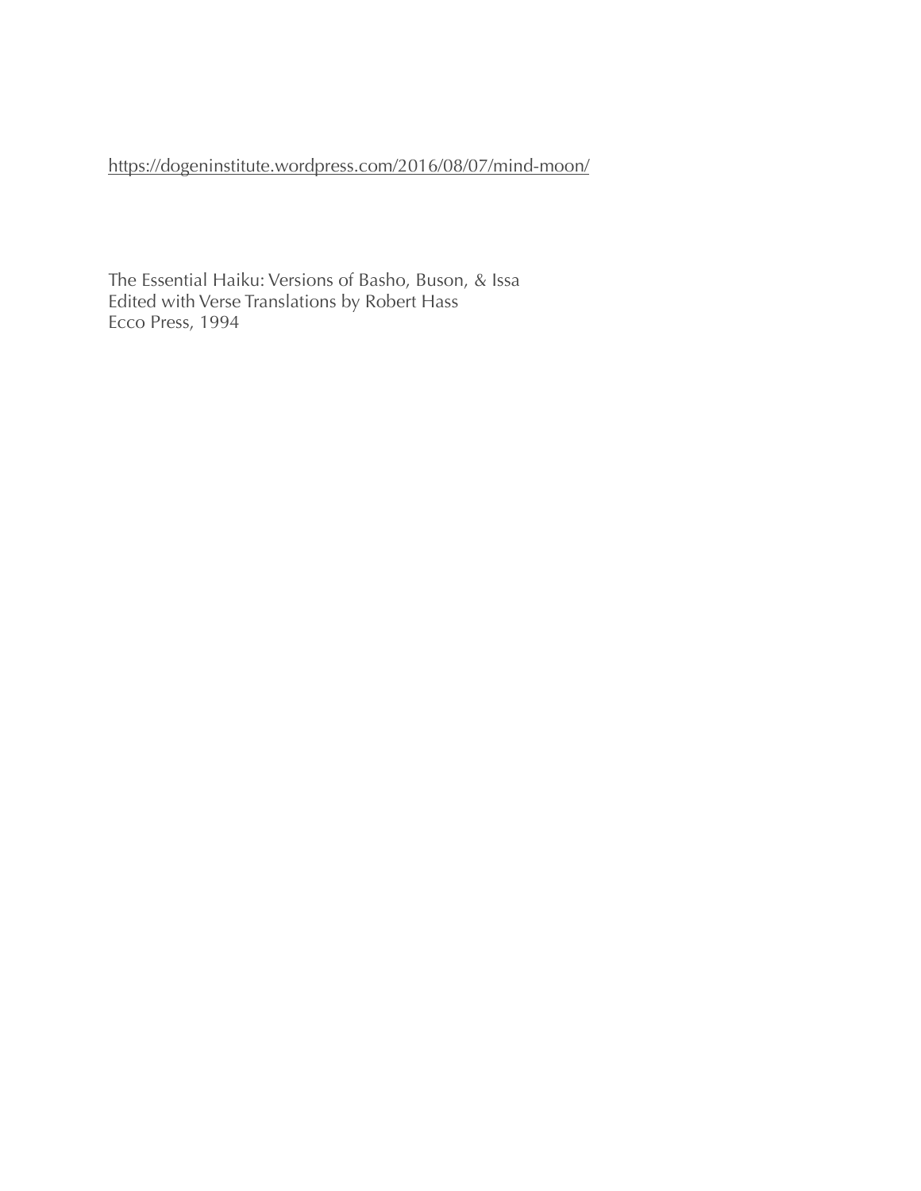https://dogeninstitute.wordpress.com/2016/08/07/mind-moon/

The Essential Haiku: Versions of Basho, Buson, & Issa
Edited with Verse Translations by Robert Hass
Ecco Press, 1994